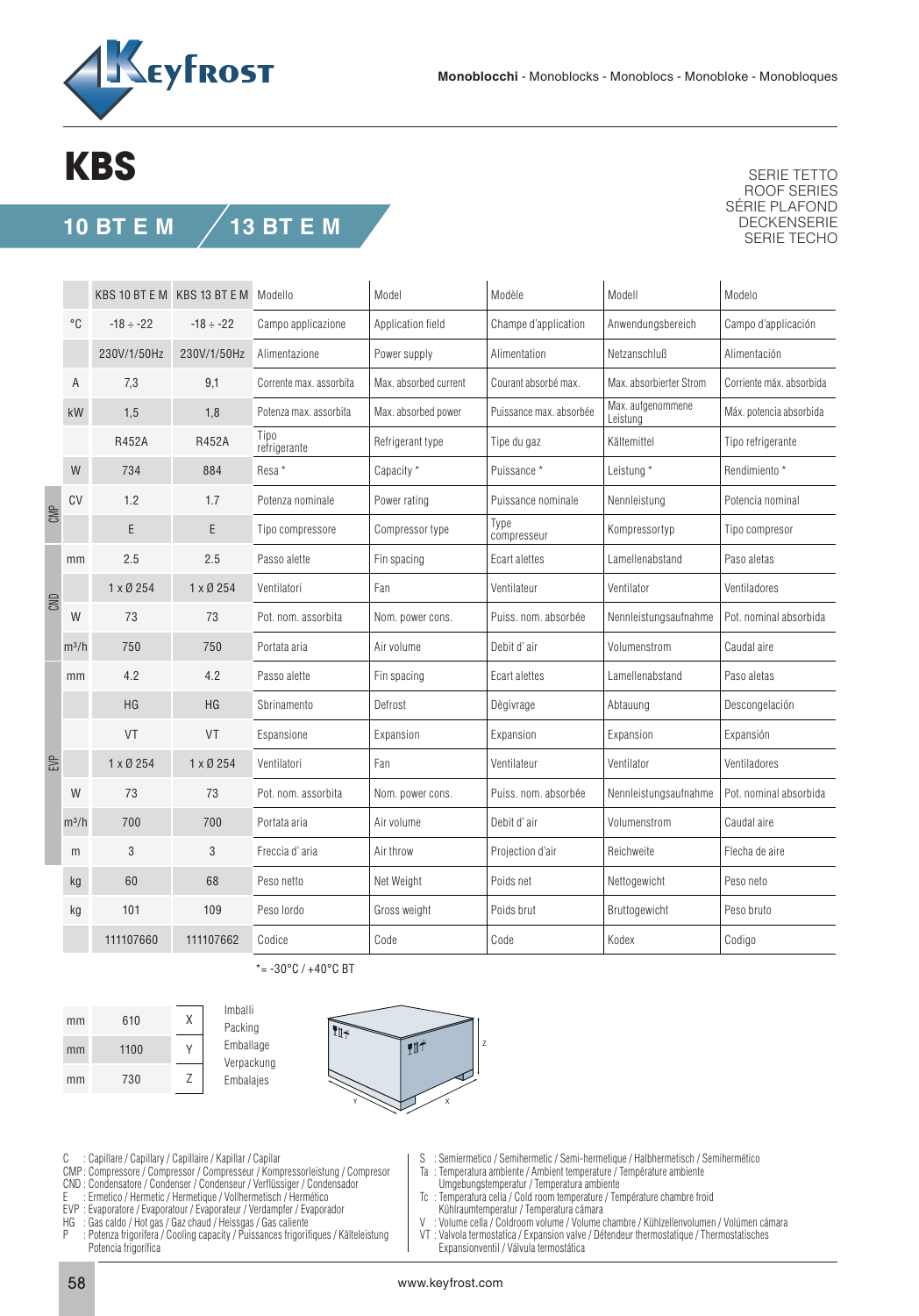**Monoblocchi** - Monoblocks - Monoblocs - Monobloke - Monobloques

# KBS

## 10 BT E M / 13 BT E M

SERIE TETTO
ROOF SERIES
SÉRIE PLAFOND
DECKENSERIE
SERIE TECHO

| | | KBS 10 BT E M | KBS 13 BT E M | Modello | Model | Modèle | Modell | Modelo |
|---|---|---|---|---|---|---|---|---|
| | °C | -18 ÷ -22 | -18 ÷ -22 | Campo applicazione | Application field | Champe d'application | Anwendungsbereich | Campo d'applicación |
| | | 230V/1/50Hz | 230V/1/50Hz | Alimentazione | Power supply | Alimentation | Netzanschluß | Alimentación |
| | A | 7,3 | 9,1 | Corrente max. assorbita | Max. absorbed current | Courant absorbé max. | Max. absorbierter Strom | Corriente máx. absorbida |
| | kW | 1,5 | 1,8 | Potenza max. assorbita | Max. absorbed power | Puissance max. absorbée | Max. aufgenommene Leistung | Máx. potencia absorbida |
| | | R452A | R452A | Tipo refrigerante | Refrigerant type | Tipe du gaz | Kältemittel | Tipo refrigerante |
| | W | 734 | 884 | Resa * | Capacity * | Puissance * | Leistung * | Rendimiento * |
| CMP | CV | 1.2 | 1.7 | Potenza nominale | Power rating | Puissance nominale | Nennleistung | Potencia nominal |
| CMP | | E | E | Tipo compressore | Compressor type | Type compresseur | Kompressortyp | Tipo compresor |
| CND | mm | 2.5 | 2.5 | Passo alette | Fin spacing | Ecart alettes | Lamellenabstand | Paso aletas |
| CND | | 1 x Ø 254 | 1 x Ø 254 | Ventilatori | Fan | Ventilateur | Ventilator | Ventiladores |
| CND | W | 73 | 73 | Pot. nom. assorbita | Nom. power cons. | Puiss. nom. absorbée | Nennleistungsaufnahme | Pot. nominal absorbida |
| CND | m³/h | 750 | 750 | Portata aria | Air volume | Debit d' air | Volumenstrom | Caudal aire |
| EVP | mm | 4.2 | 4.2 | Passo alette | Fin spacing | Ecart alettes | Lamellenabstand | Paso aletas |
| EVP | | HG | HG | Sbrinamento | Defrost | Dègivrage | Abtauung | Descongelación |
| EVP | | VT | VT | Espansione | Expansion | Expansion | Expansion | Expansión |
| EVP | | 1 x Ø 254 | 1 x Ø 254 | Ventilatori | Fan | Ventilateur | Ventilator | Ventiladores |
| EVP | W | 73 | 73 | Pot. nom. assorbita | Nom. power cons. | Puiss. nom. absorbée | Nennleistungsaufnahme | Pot. nominal absorbida |
| EVP | m³/h | 700 | 700 | Portata aria | Air volume | Debit d' air | Volumenstrom | Caudal aire |
| EVP | m | 3 | 3 | Freccia d' aria | Air throw | Projection d'air | Reichweite | Flecha de aire |
| | kg | 60 | 68 | Peso netto | Net Weight | Poids net | Nettogewicht | Peso neto |
| | kg | 101 | 109 | Peso lordo | Gross weight | Poids brut | Bruttogewicht | Peso bruto |
| | | 111107660 | 111107662 | Codice | Code | Code | Kodex | Codigo |

*= -30°C / +40°C BT

| | | | |
|---|---|---|---|
| mm | 610 | X | Imballi / Packing / Emballage / Verpackung / Embalajes |
| mm | 1100 | Y | |
| mm | 730 | Z | |

C : Capillare / Capillary / Capillaire / Kapillar / Capilar
CMP : Compressore / Compressor / Compresseur / Kompressorleistung / Compresor
CND : Condensatore / Condenser / Condenseur / Verflüssiger / Condensador
E : Ermetico / Hermetic / Hermetique / Vollhermetisch / Hermético
EVP : Evaporatore / Evaporatour / Evaporateur / Verdampfer / Evaporador
HG : Gas caldo / Hot gas / Gaz chaud / Heissgas / Gas caliente
P : Potenza frigorifera / Cooling capacity / Puissances frigorifiques / Kälteleistung Potencia frigorífica

S : Semiermetico / Semihermetic / Semi-hermetique / Halbhermetisch / Semihermético
Ta : Temperatura ambiente / Ambient temperature / Température ambiente Umgebungstemperatur / Temperatura ambiente
Tc : Temperatura cella / Cold room temperature / Température chambre froid Kühlraumtemperatur / Temperatura cámara
V : Volume cella / Coldroom volume / Volume chambre / Kühlzellenvolumen / Volúmen cámara
VT : Valvola termostatica / Expansion valve / Détendeur thermostatique / Thermostatisches Expansionventil / Válvula termostática

www.keyfrost.com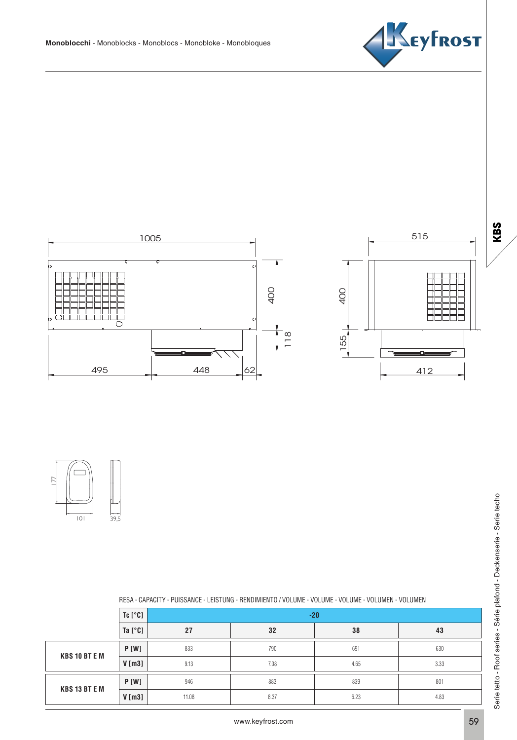Monoblocchi - Monoblocks - Monoblocs - Monobloke - Monobloques

1005

400

118

495

448

62

515

400

155

412

177

101

39,5

RESA - CAPACITY - PUISSANCE - LEISTUNG - RENDIMIENTO / VOLUME - VOLUME - VOLUME - VOLUMEN - VOLUMEN

| | Tc [°C] | -20 | | | |
|---|---|---|---|---|---|
| | Ta [°C] | 27 | 32 | 38 | 43 |
| KBS 10 BT E M | P [W] | 833 | 790 | 691 | 630 |
| | V [m3] | 9.13 | 7.08 | 4.65 | 3.33 |
| KBS 13 BT E M | P [W] | 946 | 883 | 839 | 801 |
| | V [m3] | 11.08 | 8.37 | 6.23 | 4.83 |

www.keyfrost.com

Serie tetto - Roof series - Série plafond - Deckenserie - Serie techo